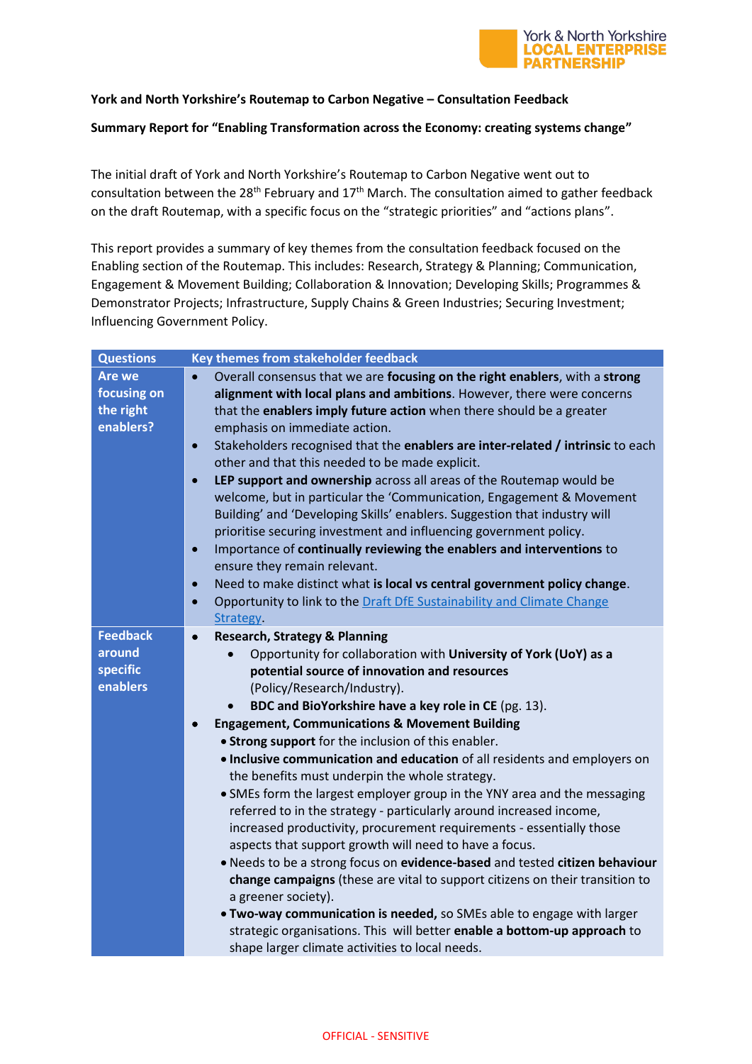York & North Yorkshire LOCAL ENTERPRISE PARTNERSHIP

**York and North Yorkshire's Routemap to Carbon Negative – Consultation Feedback**

**Summary Report for "Enabling Transformation across the Economy: creating systems change"**

The initial draft of York and North Yorkshire's Routemap to Carbon Negative went out to consultation between the 28th February and 17th March. The consultation aimed to gather feedback on the draft Routemap, with a specific focus on the "strategic priorities" and "actions plans".

This report provides a summary of key themes from the consultation feedback focused on the Enabling section of the Routemap. This includes: Research, Strategy & Planning; Communication, Engagement & Movement Building; Collaboration & Innovation; Developing Skills; Programmes & Demonstrator Projects; Infrastructure, Supply Chains & Green Industries; Securing Investment; Influencing Government Policy.

| Questions | Key themes from stakeholder feedback |
|---|---|
| **Are we focusing on the right enablers?** | • Overall consensus that we are **focusing on the right enablers**, with a **strong alignment with local plans and ambitions**. However, there were concerns that the **enablers imply future action** when there should be a greater emphasis on immediate action.<br>• Stakeholders recognised that the **enablers are inter-related / intrinsic** to each other and that this needed to be made explicit.<br>• **LEP support and ownership** across all areas of the Routemap would be welcome, but in particular the 'Communication, Engagement & Movement Building' and 'Developing Skills' enablers. Suggestion that industry will prioritise securing investment and influencing government policy.<br>• Importance of **continually reviewing the enablers and interventions** to ensure they remain relevant.<br>• Need to make distinct what **is local vs central government policy change**.<br>• Opportunity to link to the [Draft DfE Sustainability and Climate Change Strategy](). |
| **Feedback around specific enablers** | • **Research, Strategy & Planning**<br>&nbsp;&nbsp;&nbsp;&nbsp;• Opportunity for collaboration with **University of York (UoY) as a potential source of innovation and resources** (Policy/Research/Industry).<br>&nbsp;&nbsp;&nbsp;&nbsp;• **BDC and BioYorkshire have a key role in CE** (pg. 13).<br>• **Engagement, Communications & Movement Building**<br>&nbsp;&nbsp;&nbsp;&nbsp;• **Strong support** for the inclusion of this enabler.<br>&nbsp;&nbsp;&nbsp;&nbsp;• **Inclusive communication and education** of all residents and employers on the benefits must underpin the whole strategy.<br>&nbsp;&nbsp;&nbsp;&nbsp;• SMEs form the largest employer group in the YNY area and the messaging referred to in the strategy - particularly around increased income, increased productivity, procurement requirements - essentially those aspects that support growth will need to have a focus.<br>&nbsp;&nbsp;&nbsp;&nbsp;• Needs to be a strong focus on **evidence-based** and tested **citizen behaviour change campaigns** (these are vital to support citizens on their transition to a greener society).<br>&nbsp;&nbsp;&nbsp;&nbsp;• **Two-way communication is needed,** so SMEs able to engage with larger strategic organisations. This will better **enable a bottom-up approach** to shape larger climate activities to local needs. |

OFFICIAL - SENSITIVE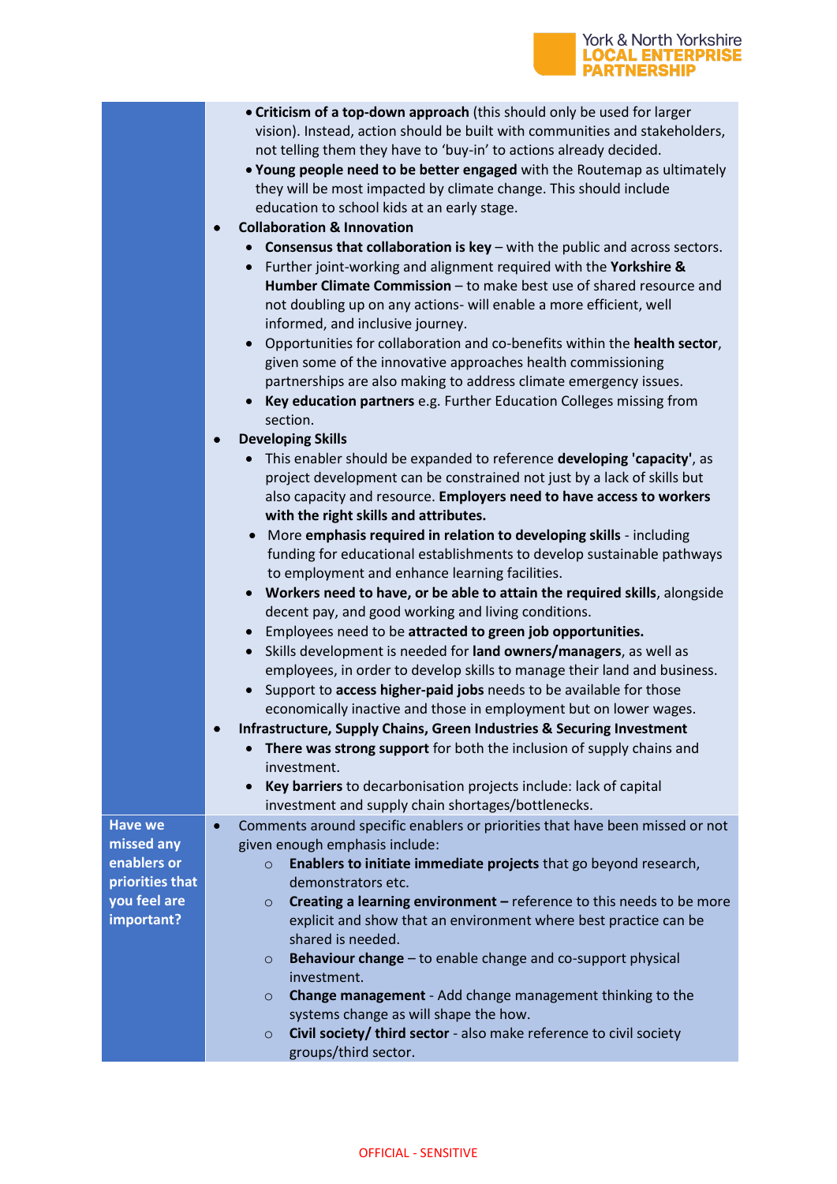| | |
|---|---|
| | • **Criticism of a top-down approach** (this should only be used for larger vision). Instead, action should be built with communities and stakeholders, not telling them they have to 'buy-in' to actions already decided.<br>• **Young people need to be better engaged** with the Routemap as ultimately they will be most impacted by climate change. This should include education to school kids at an early stage.<br>• **Collaboration & Innovation**<br>  • **Consensus that collaboration is key** – with the public and across sectors.<br>  • Further joint-working and alignment required with the **Yorkshire & Humber Climate Commission** – to make best use of shared resource and not doubling up on any actions- will enable a more efficient, well informed, and inclusive journey.<br>  • Opportunities for collaboration and co-benefits within the **health sector**, given some of the innovative approaches health commissioning partnerships are also making to address climate emergency issues.<br>  • **Key education partners** e.g. Further Education Colleges missing from section.<br>• **Developing Skills**<br>  • This enabler should be expanded to reference **developing 'capacity'**, as project development can be constrained not just by a lack of skills but also capacity and resource. **Employers need to have access to workers with the right skills and attributes.**<br>  • More **emphasis required in relation to developing skills** - including funding for educational establishments to develop sustainable pathways to employment and enhance learning facilities.<br>  • **Workers need to have, or be able to attain the required skills**, alongside decent pay, and good working and living conditions.<br>  • Employees need to be **attracted to green job opportunities.**<br>  • Skills development is needed for **land owners/managers**, as well as employees, in order to develop skills to manage their land and business.<br>  • Support to **access higher-paid jobs** needs to be available for those economically inactive and those in employment but on lower wages.<br>• **Infrastructure, Supply Chains, Green Industries & Securing Investment**<br>  • **There was strong support** for both the inclusion of supply chains and investment.<br>  • **Key barriers** to decarbonisation projects include: lack of capital investment and supply chain shortages/bottlenecks. |
| **Have we missed any enablers or priorities that you feel are important?** | • Comments around specific enablers or priorities that have been missed or not given enough emphasis include:<br>  ○ **Enablers to initiate immediate projects** that go beyond research, demonstrators etc.<br>  ○ **Creating a learning environment –** reference to this needs to be more explicit and show that an environment where best practice can be shared is needed.<br>  ○ **Behaviour change** – to enable change and co-support physical investment.<br>  ○ **Change management** - Add change management thinking to the systems change as will shape the how.<br>  ○ **Civil society/ third sector** - also make reference to civil society groups/third sector. |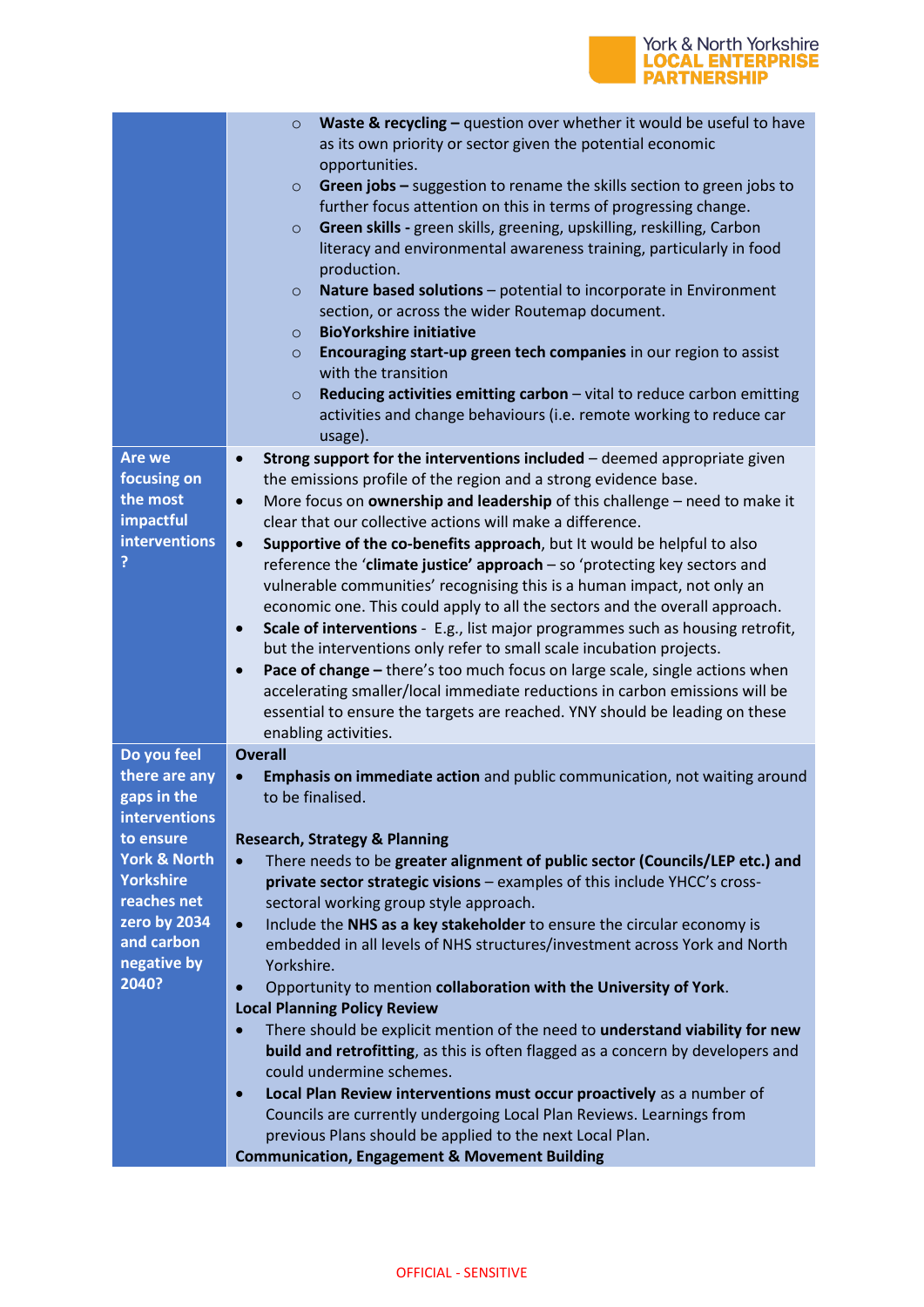| | |
|---|---|
| | ◦ **Waste & recycling –** question over whether it would be useful to have as its own priority or sector given the potential economic opportunities.<br>◦ **Green jobs –** suggestion to rename the skills section to green jobs to further focus attention on this in terms of progressing change.<br>◦ **Green skills -** green skills, greening, upskilling, reskilling, Carbon literacy and environmental awareness training, particularly in food production.<br>◦ **Nature based solutions** – potential to incorporate in Environment section, or across the wider Routemap document.<br>◦ **BioYorkshire initiative**<br>◦ **Encouraging start-up green tech companies** in our region to assist with the transition<br>◦ **Reducing activities emitting carbon** – vital to reduce carbon emitting activities and change behaviours (i.e. remote working to reduce car usage). |
| **Are we focusing on the most impactful interventions?** | • **Strong support for the interventions included** – deemed appropriate given the emissions profile of the region and a strong evidence base.<br>• More focus on **ownership and leadership** of this challenge – need to make it clear that our collective actions will make a difference.<br>• **Supportive of the co-benefits approach**, but It would be helpful to also reference the '**climate justice' approach** – so 'protecting key sectors and vulnerable communities' recognising this is a human impact, not only an economic one. This could apply to all the sectors and the overall approach.<br>• **Scale of interventions** - E.g., list major programmes such as housing retrofit, but the interventions only refer to small scale incubation projects.<br>• **Pace of change –** there's too much focus on large scale, single actions when accelerating smaller/local immediate reductions in carbon emissions will be essential to ensure the targets are reached. YNY should be leading on these enabling activities. |
| **Do you feel there are any gaps in the interventions to ensure York & North Yorkshire reaches net zero by 2034 and carbon negative by 2040?** | **Overall**<br>• **Emphasis on immediate action** and public communication, not waiting around to be finalised.<br><br>**Research, Strategy & Planning**<br>• There needs to be **greater alignment of public sector (Councils/LEP etc.) and private sector strategic visions** – examples of this include YHCC's cross-sectoral working group style approach.<br>• Include the **NHS as a key stakeholder** to ensure the circular economy is embedded in all levels of NHS structures/investment across York and North Yorkshire.<br>• Opportunity to mention **collaboration with the University of York**.<br>**Local Planning Policy Review**<br>• There should be explicit mention of the need to **understand viability for new build and retrofitting**, as this is often flagged as a concern by developers and could undermine schemes.<br>• **Local Plan Review interventions must occur proactively** as a number of Councils are currently undergoing Local Plan Reviews. Learnings from previous Plans should be applied to the next Local Plan.<br>**Communication, Engagement & Movement Building** |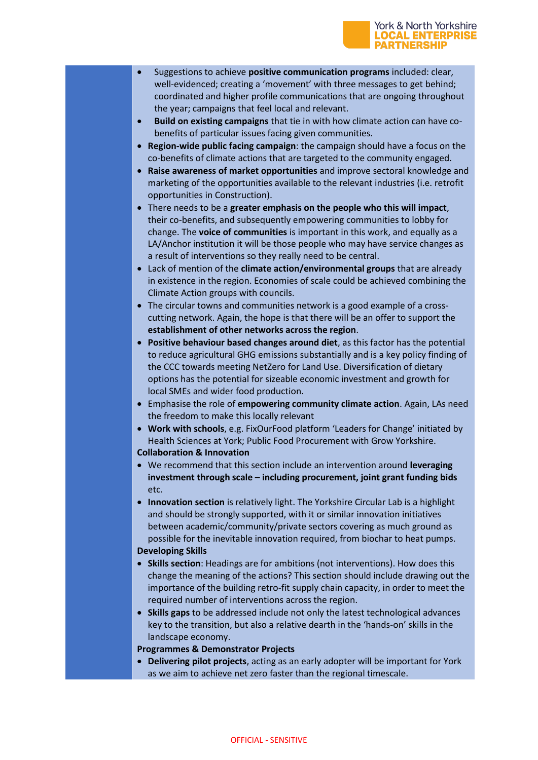- Suggestions to achieve **positive communication programs** included: clear, well-evidenced; creating a 'movement' with three messages to get behind; coordinated and higher profile communications that are ongoing throughout the year; campaigns that feel local and relevant.
- **Build on existing campaigns** that tie in with how climate action can have co-benefits of particular issues facing given communities.
- **Region-wide public facing campaign**: the campaign should have a focus on the co-benefits of climate actions that are targeted to the community engaged.
- **Raise awareness of market opportunities** and improve sectoral knowledge and marketing of the opportunities available to the relevant industries (i.e. retrofit opportunities in Construction).
- There needs to be a **greater emphasis on the people who this will impact**, their co-benefits, and subsequently empowering communities to lobby for change. The **voice of communities** is important in this work, and equally as a LA/Anchor institution it will be those people who may have service changes as a result of interventions so they really need to be central.
- Lack of mention of the **climate action/environmental groups** that are already in existence in the region. Economies of scale could be achieved combining the Climate Action groups with councils.
- The circular towns and communities network is a good example of a cross-cutting network. Again, the hope is that there will be an offer to support the **establishment of other networks across the region**.
- **Positive behaviour based changes around diet**, as this factor has the potential to reduce agricultural GHG emissions substantially and is a key policy finding of the CCC towards meeting NetZero for Land Use. Diversification of dietary options has the potential for sizeable economic investment and growth for local SMEs and wider food production.
- Emphasise the role of **empowering community climate action**. Again, LAs need the freedom to make this locally relevant
- **Work with schools**, e.g. FixOurFood platform 'Leaders for Change' initiated by Health Sciences at York; Public Food Procurement with Grow Yorkshire.

**Collaboration & Innovation**

- We recommend that this section include an intervention around **leveraging investment through scale – including procurement, joint grant funding bids** etc.
- **Innovation section** is relatively light. The Yorkshire Circular Lab is a highlight and should be strongly supported, with it or similar innovation initiatives between academic/community/private sectors covering as much ground as possible for the inevitable innovation required, from biochar to heat pumps.

**Developing Skills**

- **Skills section**: Headings are for ambitions (not interventions). How does this change the meaning of the actions? This section should include drawing out the importance of the building retro-fit supply chain capacity, in order to meet the required number of interventions across the region.
- **Skills gaps** to be addressed include not only the latest technological advances key to the transition, but also a relative dearth in the 'hands-on' skills in the landscape economy.

**Programmes & Demonstrator Projects**

- **Delivering pilot projects**, acting as an early adopter will be important for York as we aim to achieve net zero faster than the regional timescale.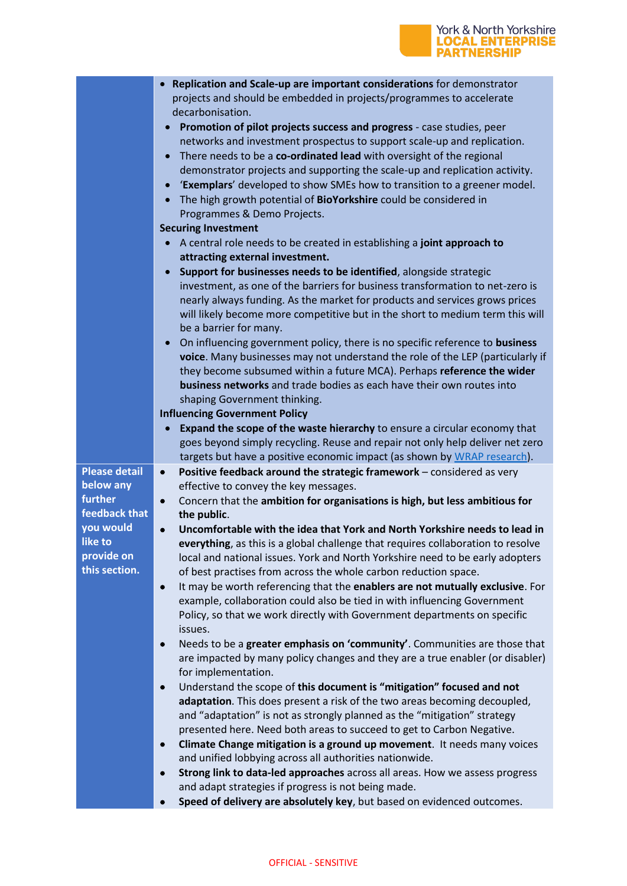| | |
|---|---|
| | • **Replication and Scale-up are important considerations** for demonstrator projects and should be embedded in projects/programmes to accelerate decarbonisation.<br>• **Promotion of pilot projects success and progress** - case studies, peer networks and investment prospectus to support scale-up and replication.<br>• There needs to be a **co-ordinated lead** with oversight of the regional demonstrator projects and supporting the scale-up and replication activity.<br>• '**Exemplars**' developed to show SMEs how to transition to a greener model.<br>• The high growth potential of **BioYorkshire** could be considered in Programmes & Demo Projects.<br>**Securing Investment**<br>• A central role needs to be created in establishing a **joint approach to attracting external investment.**<br>• **Support for businesses needs to be identified**, alongside strategic investment, as one of the barriers for business transformation to net-zero is nearly always funding. As the market for products and services grows prices will likely become more competitive but in the short to medium term this will be a barrier for many.<br>• On influencing government policy, there is no specific reference to **business voice**. Many businesses may not understand the role of the LEP (particularly if they become subsumed within a future MCA). Perhaps **reference the wider business networks** and trade bodies as each have their own routes into shaping Government thinking.<br>**Influencing Government Policy**<br>• **Expand the scope of the waste hierarchy** to ensure a circular economy that goes beyond simply recycling. Reuse and repair not only help deliver net zero targets but have a positive economic impact (as shown by WRAP research). |
| **Please detail below any further feedback that you would like to provide on this section.** | • **Positive feedback around the strategic framework** – considered as very effective to convey the key messages.<br>• Concern that the **ambition for organisations is high, but less ambitious for the public**.<br>• **Uncomfortable with the idea that York and North Yorkshire needs to lead in everything**, as this is a global challenge that requires collaboration to resolve local and national issues. York and North Yorkshire need to be early adopters of best practises from across the whole carbon reduction space.<br>• It may be worth referencing that the **enablers are not mutually exclusive**. For example, collaboration could also be tied in with influencing Government Policy, so that we work directly with Government departments on specific issues.<br>• Needs to be a **greater emphasis on 'community'**. Communities are those that are impacted by many policy changes and they are a true enabler (or disabler) for implementation.<br>• Understand the scope of **this document is "mitigation" focused and not adaptation**. This does present a risk of the two areas becoming decoupled, and "adaptation" is not as strongly planned as the "mitigation" strategy presented here. Need both areas to succeed to get to Carbon Negative.<br>• **Climate Change mitigation is a ground up movement**. It needs many voices and unified lobbying across all authorities nationwide.<br>• **Strong link to data-led approaches** across all areas. How we assess progress and adapt strategies if progress is not being made.<br>• **Speed of delivery are absolutely key**, but based on evidenced outcomes. |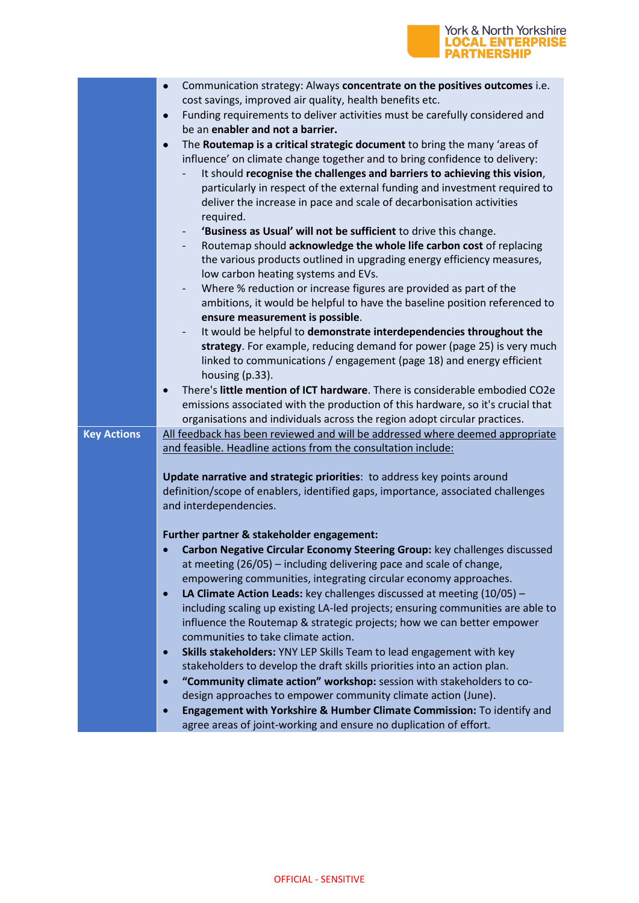| | |
|---|---|
| | • Communication strategy: Always **concentrate on the positives outcomes** i.e. cost savings, improved air quality, health benefits etc.<br>• Funding requirements to deliver activities must be carefully considered and be an **enabler and not a barrier.**<br>• The **Routemap is a critical strategic document** to bring the many 'areas of influence' on climate change together and to bring confidence to delivery:<br>&nbsp;&nbsp;- It should **recognise the challenges and barriers to achieving this vision**, particularly in respect of the external funding and investment required to deliver the increase in pace and scale of decarbonisation activities required.<br>&nbsp;&nbsp;- **'Business as Usual' will not be sufficient** to drive this change.<br>&nbsp;&nbsp;- Routemap should **acknowledge the whole life carbon cost** of replacing the various products outlined in upgrading energy efficiency measures, low carbon heating systems and EVs.<br>&nbsp;&nbsp;- Where % reduction or increase figures are provided as part of the ambitions, it would be helpful to have the baseline position referenced to **ensure measurement is possible**.<br>&nbsp;&nbsp;- It would be helpful to **demonstrate interdependencies throughout the strategy**. For example, reducing demand for power (page 25) is very much linked to communications / engagement (page 18) and energy efficient housing (p.33).<br>• There's **little mention of ICT hardware**. There is considerable embodied CO2e emissions associated with the production of this hardware, so it's crucial that organisations and individuals across the region adopt circular practices. |
| **Key Actions** | All feedback has been reviewed and will be addressed where deemed appropriate and feasible. Headline actions from the consultation include:<br><br>**Update narrative and strategic priorities**: to address key points around definition/scope of enablers, identified gaps, importance, associated challenges and interdependencies.<br><br>**Further partner & stakeholder engagement:**<br>• **Carbon Negative Circular Economy Steering Group:** key challenges discussed at meeting (26/05) – including delivering pace and scale of change, empowering communities, integrating circular economy approaches.<br>• **LA Climate Action Leads:** key challenges discussed at meeting (10/05) – including scaling up existing LA-led projects; ensuring communities are able to influence the Routemap & strategic projects; how we can better empower communities to take climate action.<br>• **Skills stakeholders:** YNY LEP Skills Team to lead engagement with key stakeholders to develop the draft skills priorities into an action plan.<br>• **"Community climate action" workshop:** session with stakeholders to co-design approaches to empower community climate action (June).<br>• **Engagement with Yorkshire & Humber Climate Commission:** To identify and agree areas of joint-working and ensure no duplication of effort. |

OFFICIAL - SENSITIVE